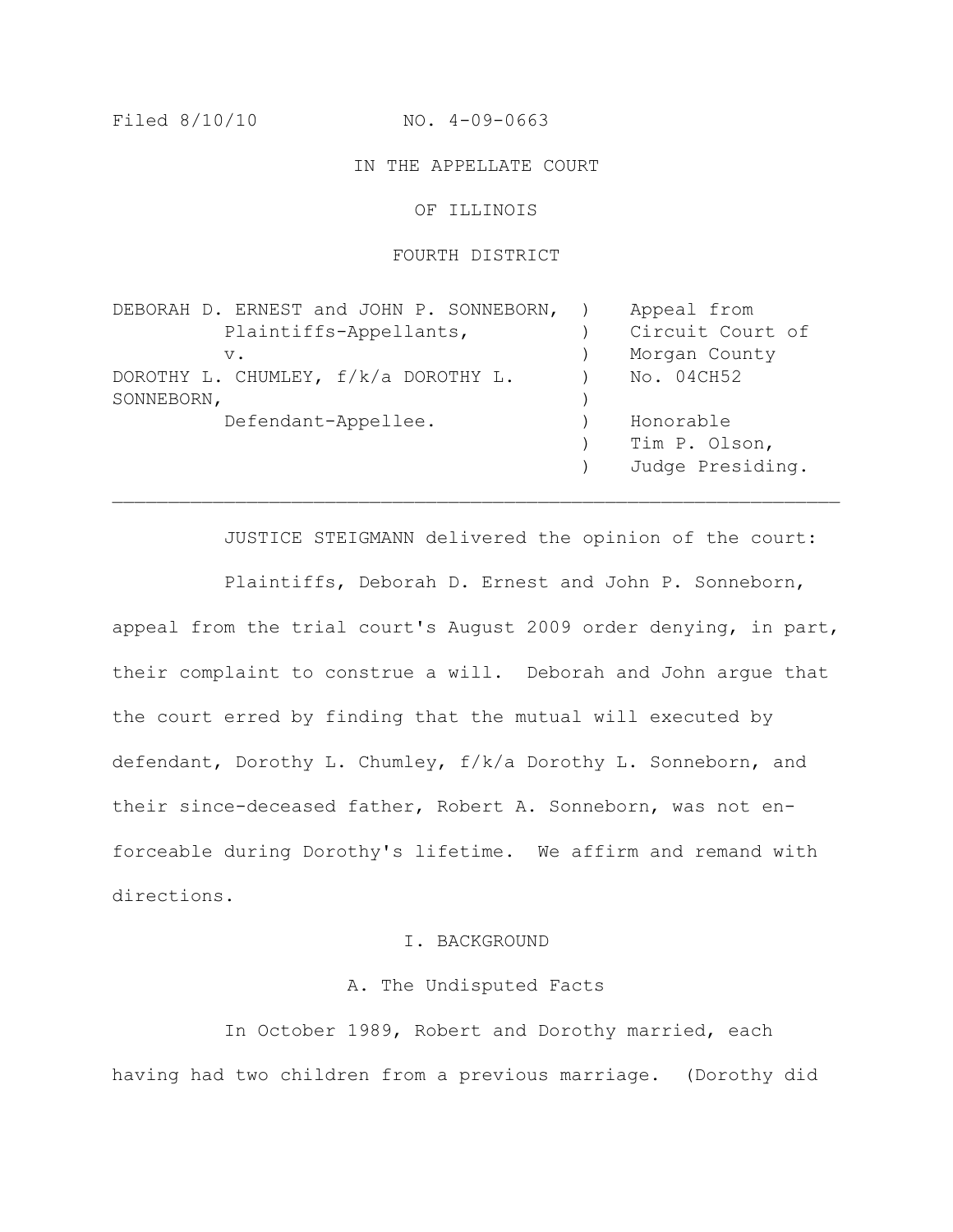Filed 8/10/10 NO. 4-09-0663

IN THE APPELLATE COURT

OF ILLINOIS

FOURTH DISTRICT

| | | |
|---|---|---|
| DEBORAH D. ERNEST and JOHN P. SONNEBORN, Plaintiffs-Appellants, | ) | Appeal from Circuit Court of |
| v. | ) | Morgan County |
| DOROTHY L. CHUMLEY, f/k/a DOROTHY L. SONNEBORN, | ) | No. 04CH52 |
| Defendant-Appellee. | ) | Honorable Tim P. Olson, Judge Presiding. |

---

JUSTICE STEIGMANN delivered the opinion of the court:

Plaintiffs, Deborah D. Ernest and John P. Sonneborn, appeal from the trial court's August 2009 order denying, in part, their complaint to construe a will. Deborah and John argue that the court erred by finding that the mutual will executed by defendant, Dorothy L. Chumley, f/k/a Dorothy L. Sonneborn, and their since-deceased father, Robert A. Sonneborn, was not enforceable during Dorothy's lifetime. We affirm and remand with directions.

## I. BACKGROUND

### A. The Undisputed Facts

In October 1989, Robert and Dorothy married, each having had two children from a previous marriage. (Dorothy did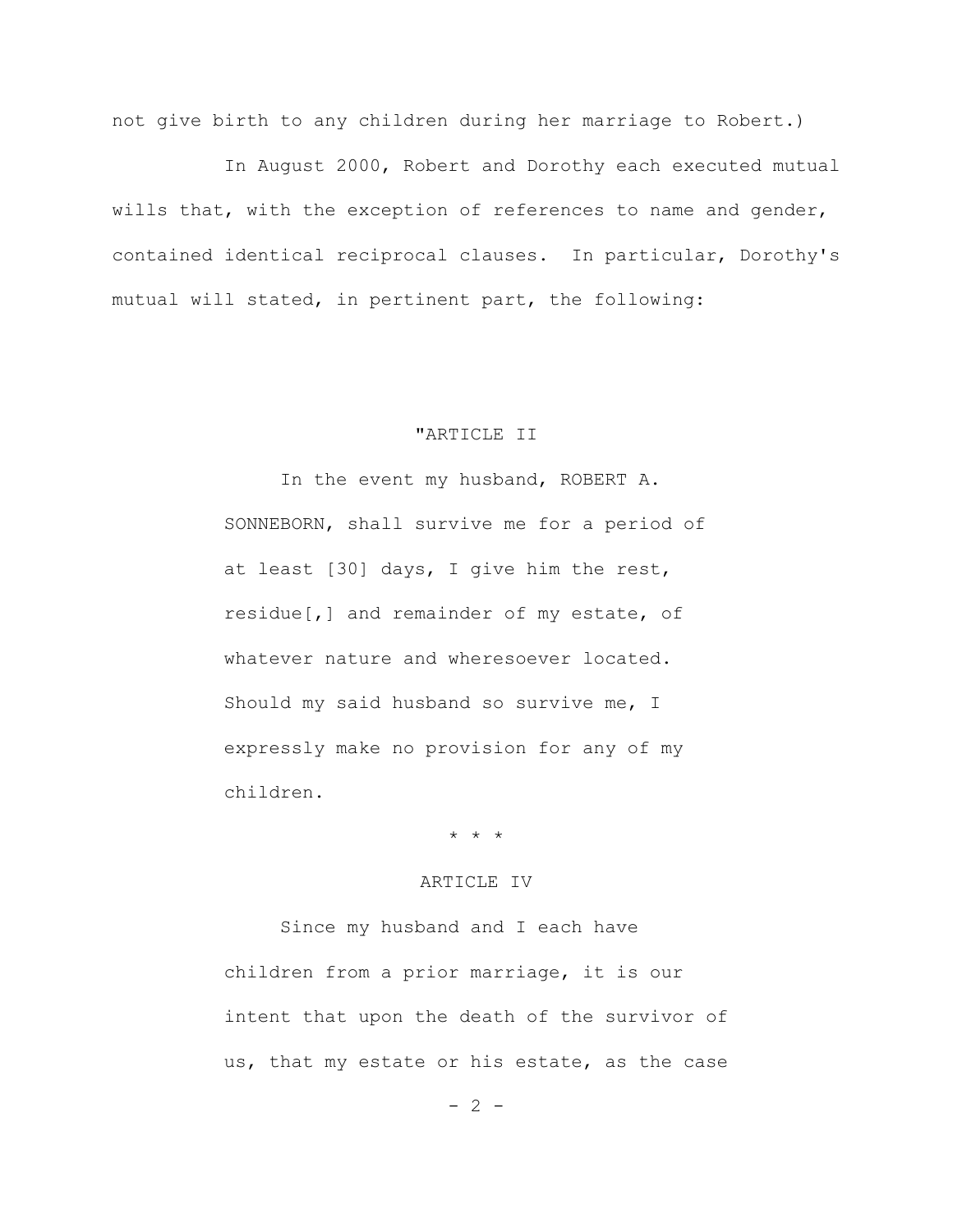not give birth to any children during her marriage to Robert.)

In August 2000, Robert and Dorothy each executed mutual wills that, with the exception of references to name and gender, contained identical reciprocal clauses. In particular, Dorothy's mutual will stated, in pertinent part, the following:

> "ARTICLE II
>
> In the event my husband, ROBERT A. SONNEBORN, shall survive me for a period of at least [30] days, I give him the rest, residue[,] and remainder of my estate, of whatever nature and wheresoever located. Should my said husband so survive me, I expressly make no provision for any of my children.
>
> \* \* \*
>
> ARTICLE IV
>
> Since my husband and I each have children from a prior marriage, it is our intent that upon the death of the survivor of us, that my estate or his estate, as the case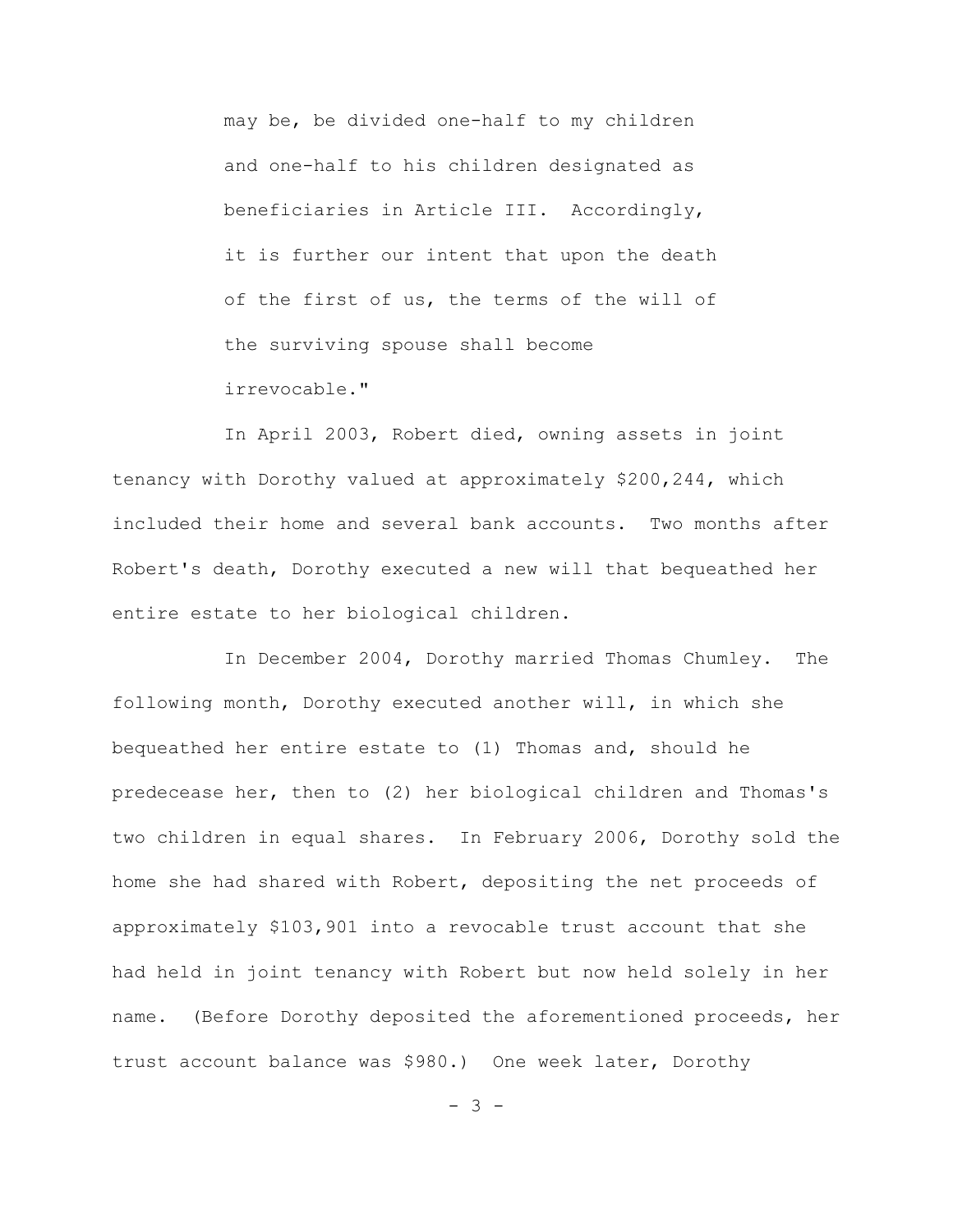> may be, be divided one-half to my children and one-half to his children designated as beneficiaries in Article III. Accordingly, it is further our intent that upon the death of the first of us, the terms of the will of the surviving spouse shall become irrevocable."

In April 2003, Robert died, owning assets in joint tenancy with Dorothy valued at approximately $200,244, which included their home and several bank accounts. Two months after Robert's death, Dorothy executed a new will that bequeathed her entire estate to her biological children.

In December 2004, Dorothy married Thomas Chumley. The following month, Dorothy executed another will, in which she bequeathed her entire estate to (1) Thomas and, should he predecease her, then to (2) her biological children and Thomas's two children in equal shares. In February 2006, Dorothy sold the home she had shared with Robert, depositing the net proceeds of approximately $103,901 into a revocable trust account that she had held in joint tenancy with Robert but now held solely in her name. (Before Dorothy deposited the aforementioned proceeds, her trust account balance was $980.) One week later, Dorothy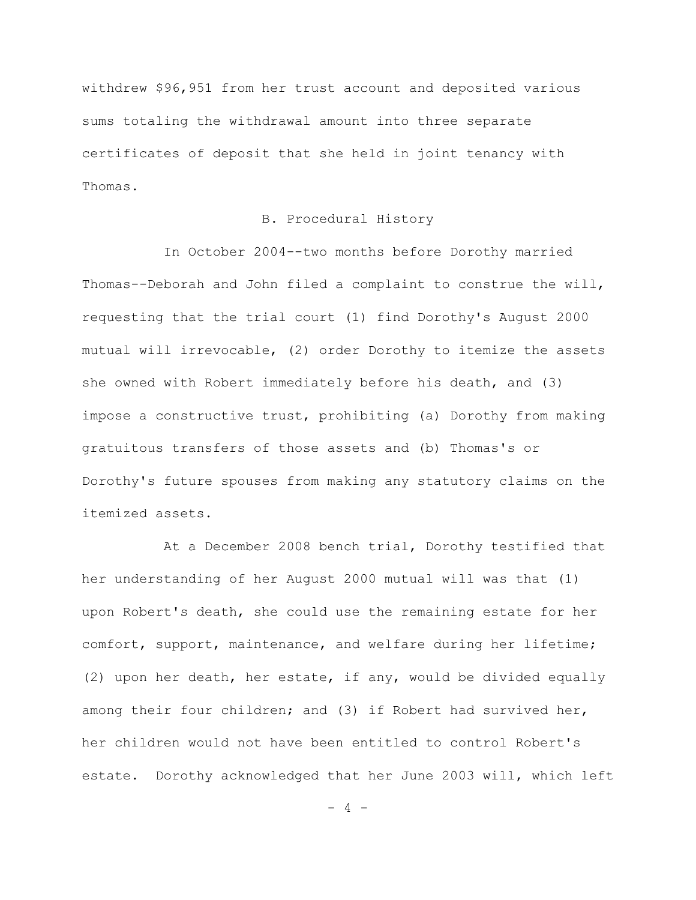withdrew $96,951 from her trust account and deposited various sums totaling the withdrawal amount into three separate certificates of deposit that she held in joint tenancy with Thomas.

### B. Procedural History

In October 2004--two months before Dorothy married Thomas--Deborah and John filed a complaint to construe the will, requesting that the trial court (1) find Dorothy's August 2000 mutual will irrevocable, (2) order Dorothy to itemize the assets she owned with Robert immediately before his death, and (3) impose a constructive trust, prohibiting (a) Dorothy from making gratuitous transfers of those assets and (b) Thomas's or Dorothy's future spouses from making any statutory claims on the itemized assets.

At a December 2008 bench trial, Dorothy testified that her understanding of her August 2000 mutual will was that (1) upon Robert's death, she could use the remaining estate for her comfort, support, maintenance, and welfare during her lifetime; (2) upon her death, her estate, if any, would be divided equally among their four children; and (3) if Robert had survived her, her children would not have been entitled to control Robert's estate. Dorothy acknowledged that her June 2003 will, which left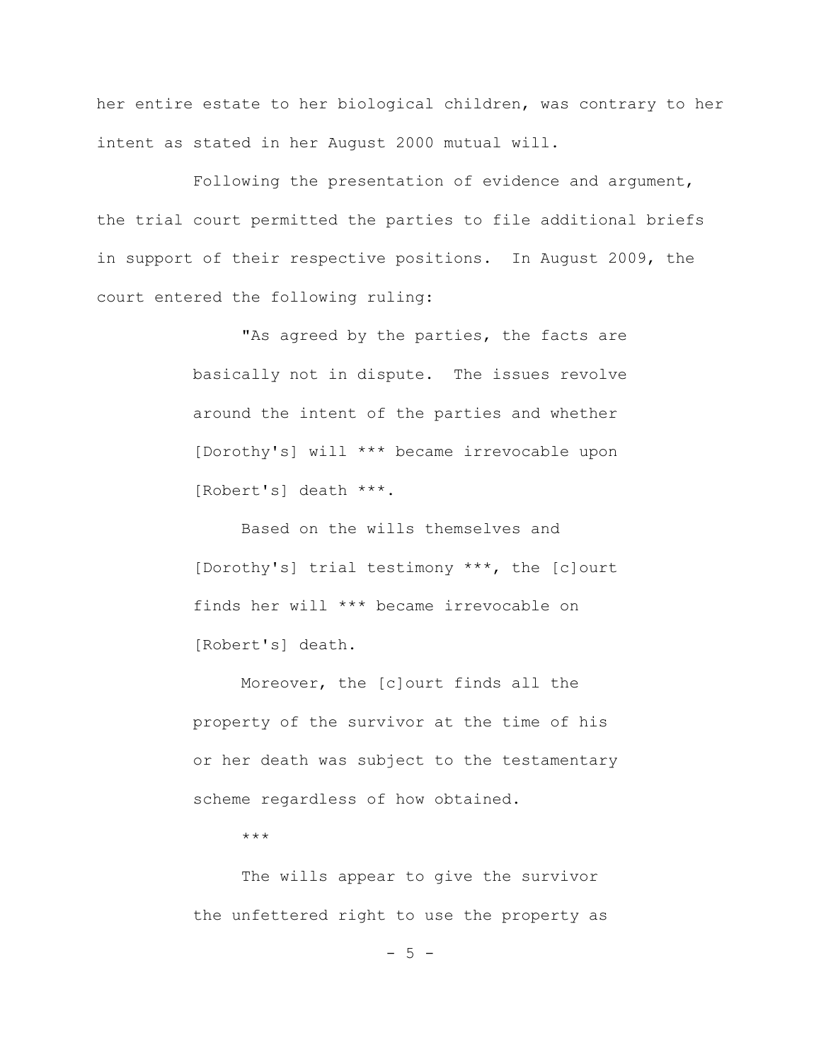her entire estate to her biological children, was contrary to her intent as stated in her August 2000 mutual will.

Following the presentation of evidence and argument, the trial court permitted the parties to file additional briefs in support of their respective positions. In August 2009, the court entered the following ruling:

> "As agreed by the parties, the facts are basically not in dispute. The issues revolve around the intent of the parties and whether [Dorothy's] will *** became irrevocable upon [Robert's] death ***.
>
> Based on the wills themselves and [Dorothy's] trial testimony ***, the [c]ourt finds her will *** became irrevocable on [Robert's] death.
>
> Moreover, the [c]ourt finds all the property of the survivor at the time of his or her death was subject to the testamentary scheme regardless of how obtained.
>
> ***
>
> The wills appear to give the survivor the unfettered right to use the property as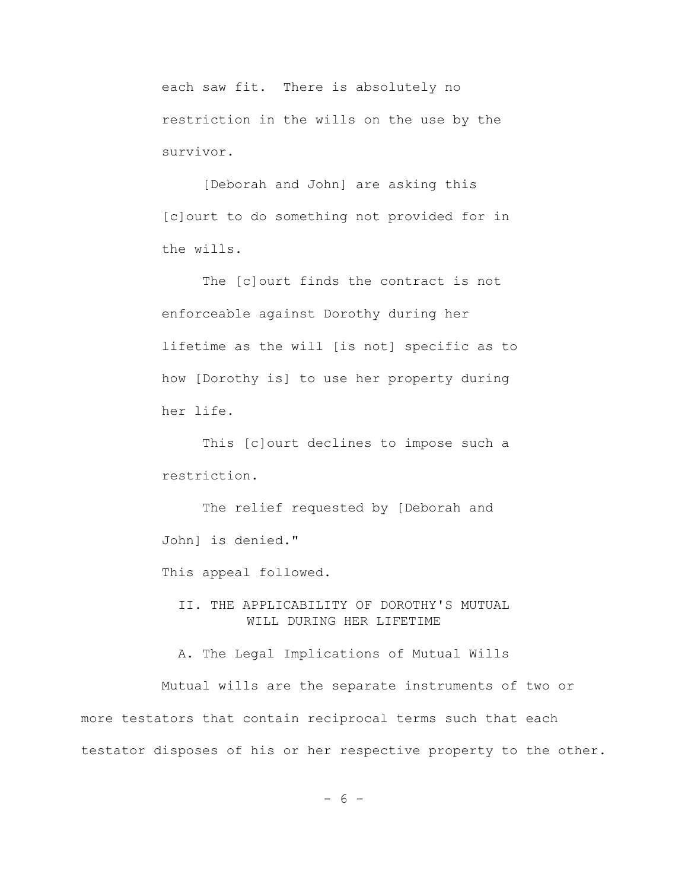> each saw fit. There is absolutely no restriction in the wills on the use by the survivor.
>
> [Deborah and John] are asking this [c]ourt to do something not provided for in the wills.
>
> The [c]ourt finds the contract is not enforceable against Dorothy during her lifetime as the will [is not] specific as to how [Dorothy is] to use her property during her life.
>
> This [c]ourt declines to impose such a restriction.
>
> The relief requested by [Deborah and John] is denied."

This appeal followed.

## II. THE APPLICABILITY OF DOROTHY'S MUTUAL WILL DURING HER LIFETIME

### A. The Legal Implications of Mutual Wills

Mutual wills are the separate instruments of two or more testators that contain reciprocal terms such that each testator disposes of his or her respective property to the other.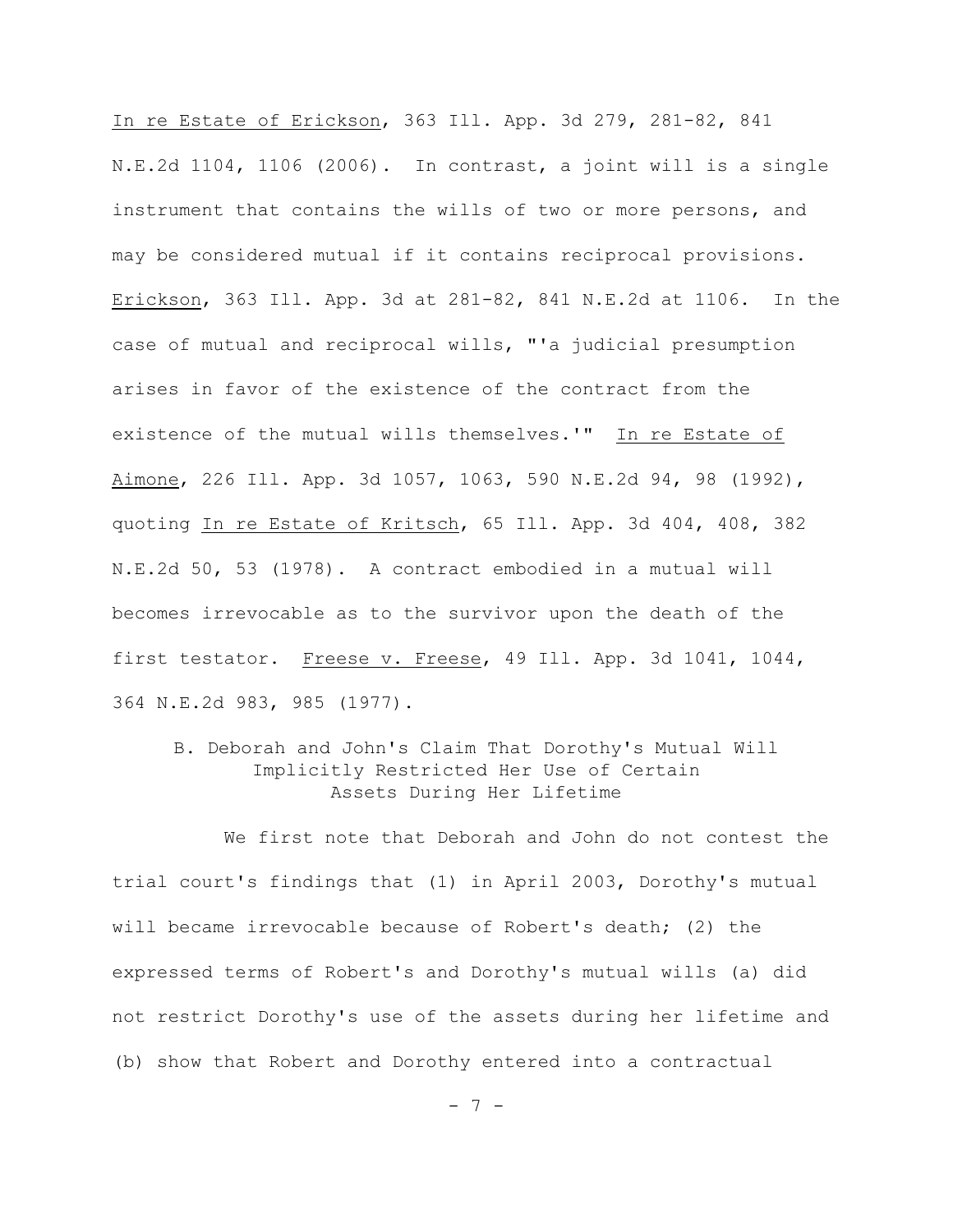In re Estate of Erickson, 363 Ill. App. 3d 279, 281-82, 841 N.E.2d 1104, 1106 (2006). In contrast, a joint will is a single instrument that contains the wills of two or more persons, and may be considered mutual if it contains reciprocal provisions. Erickson, 363 Ill. App. 3d at 281-82, 841 N.E.2d at 1106. In the case of mutual and reciprocal wills, "'a judicial presumption arises in favor of the existence of the contract from the existence of the mutual wills themselves.'" In re Estate of Aimone, 226 Ill. App. 3d 1057, 1063, 590 N.E.2d 94, 98 (1992), quoting In re Estate of Kritsch, 65 Ill. App. 3d 404, 408, 382 N.E.2d 50, 53 (1978). A contract embodied in a mutual will becomes irrevocable as to the survivor upon the death of the first testator. Freese v. Freese, 49 Ill. App. 3d 1041, 1044, 364 N.E.2d 983, 985 (1977).

### B. Deborah and John's Claim That Dorothy's Mutual Will Implicitly Restricted Her Use of Certain Assets During Her Lifetime

We first note that Deborah and John do not contest the trial court's findings that (1) in April 2003, Dorothy's mutual will became irrevocable because of Robert's death; (2) the expressed terms of Robert's and Dorothy's mutual wills (a) did not restrict Dorothy's use of the assets during her lifetime and (b) show that Robert and Dorothy entered into a contractual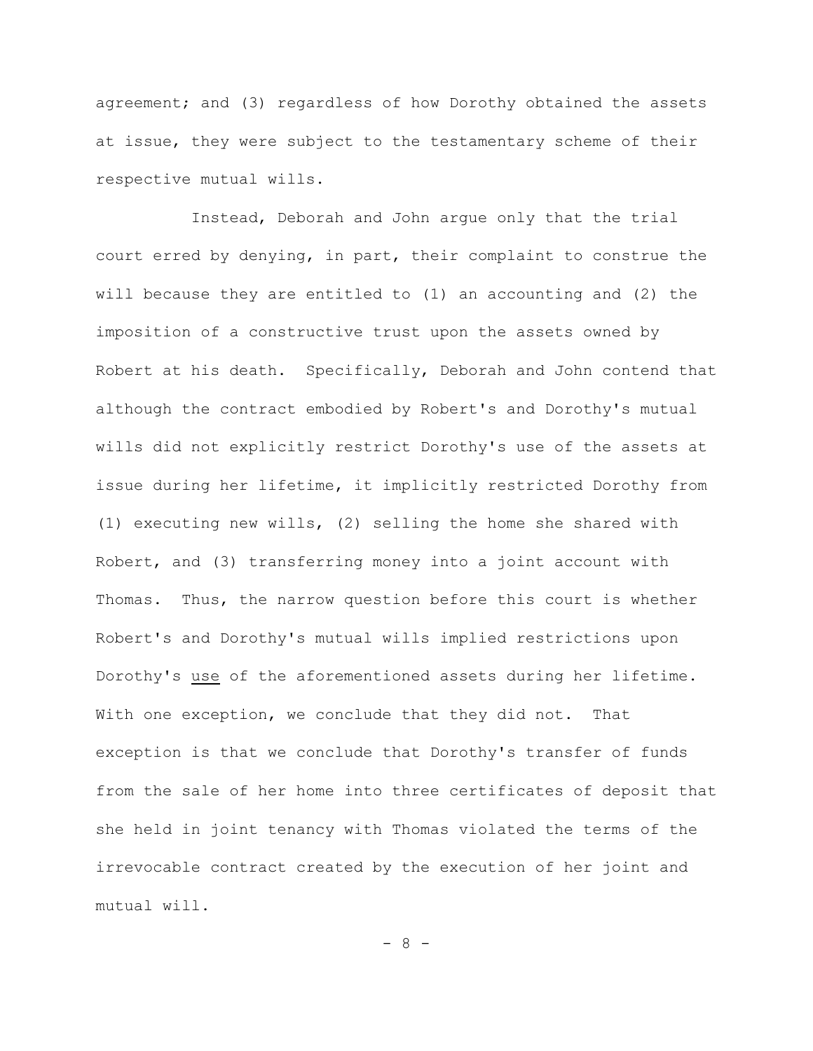agreement; and (3) regardless of how Dorothy obtained the assets at issue, they were subject to the testamentary scheme of their respective mutual wills.

Instead, Deborah and John argue only that the trial court erred by denying, in part, their complaint to construe the will because they are entitled to (1) an accounting and (2) the imposition of a constructive trust upon the assets owned by Robert at his death. Specifically, Deborah and John contend that although the contract embodied by Robert's and Dorothy's mutual wills did not explicitly restrict Dorothy's use of the assets at issue during her lifetime, it implicitly restricted Dorothy from (1) executing new wills, (2) selling the home she shared with Robert, and (3) transferring money into a joint account with Thomas. Thus, the narrow question before this court is whether Robert's and Dorothy's mutual wills implied restrictions upon Dorothy's <u>use</u> of the aforementioned assets during her lifetime. With one exception, we conclude that they did not. That exception is that we conclude that Dorothy's transfer of funds from the sale of her home into three certificates of deposit that she held in joint tenancy with Thomas violated the terms of the irrevocable contract created by the execution of her joint and mutual will.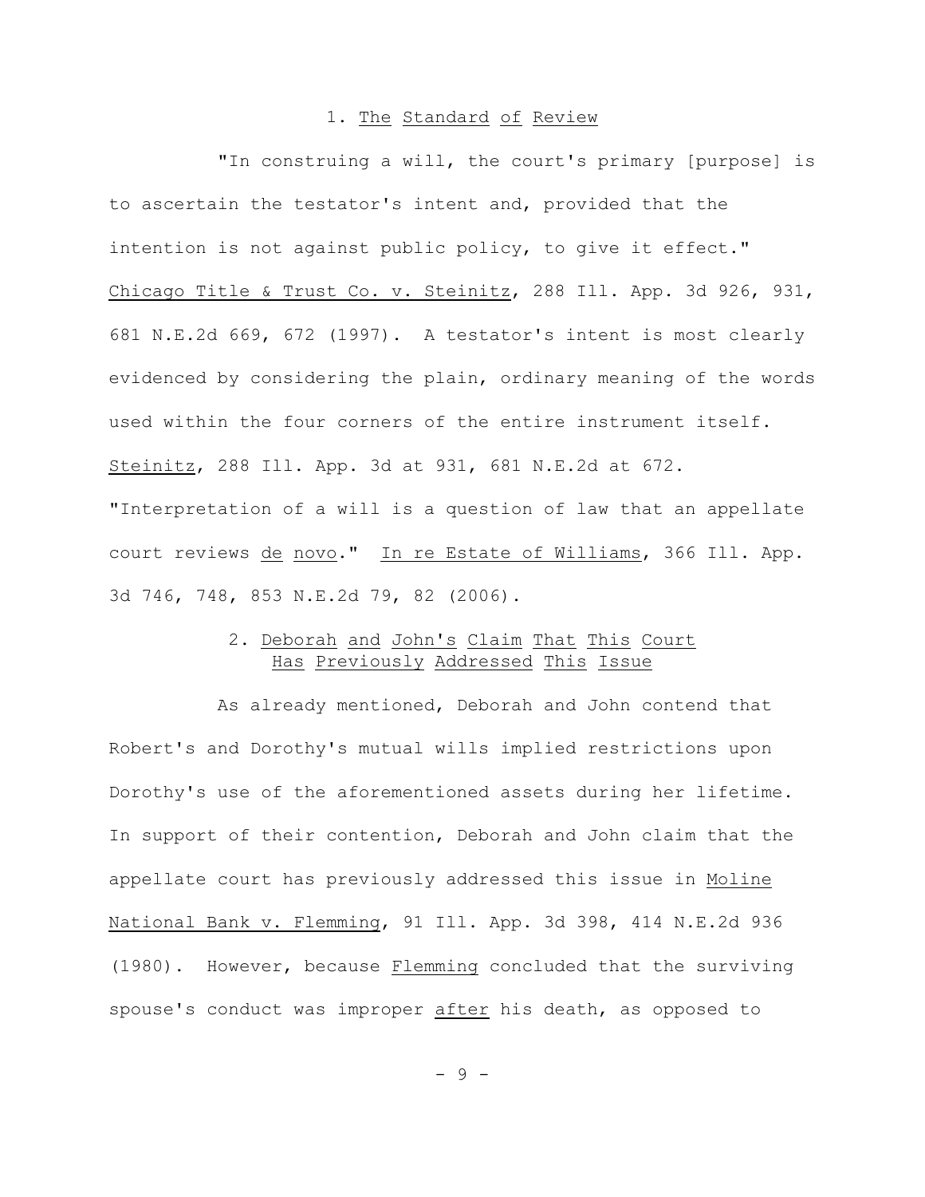### 1. The Standard of Review

"In construing a will, the court's primary [purpose] is to ascertain the testator's intent and, provided that the intention is not against public policy, to give it effect." Chicago Title & Trust Co. v. Steinitz, 288 Ill. App. 3d 926, 931, 681 N.E.2d 669, 672 (1997). A testator's intent is most clearly evidenced by considering the plain, ordinary meaning of the words used within the four corners of the entire instrument itself. Steinitz, 288 Ill. App. 3d at 931, 681 N.E.2d at 672. "Interpretation of a will is a question of law that an appellate court reviews *de novo*." In re Estate of Williams, 366 Ill. App. 3d 746, 748, 853 N.E.2d 79, 82 (2006).

### 2. Deborah and John's Claim That This Court Has Previously Addressed This Issue

As already mentioned, Deborah and John contend that Robert's and Dorothy's mutual wills implied restrictions upon Dorothy's use of the aforementioned assets during her lifetime. In support of their contention, Deborah and John claim that the appellate court has previously addressed this issue in Moline National Bank v. Flemming, 91 Ill. App. 3d 398, 414 N.E.2d 936 (1980). However, because Flemming concluded that the surviving spouse's conduct was improper *after* his death, as opposed to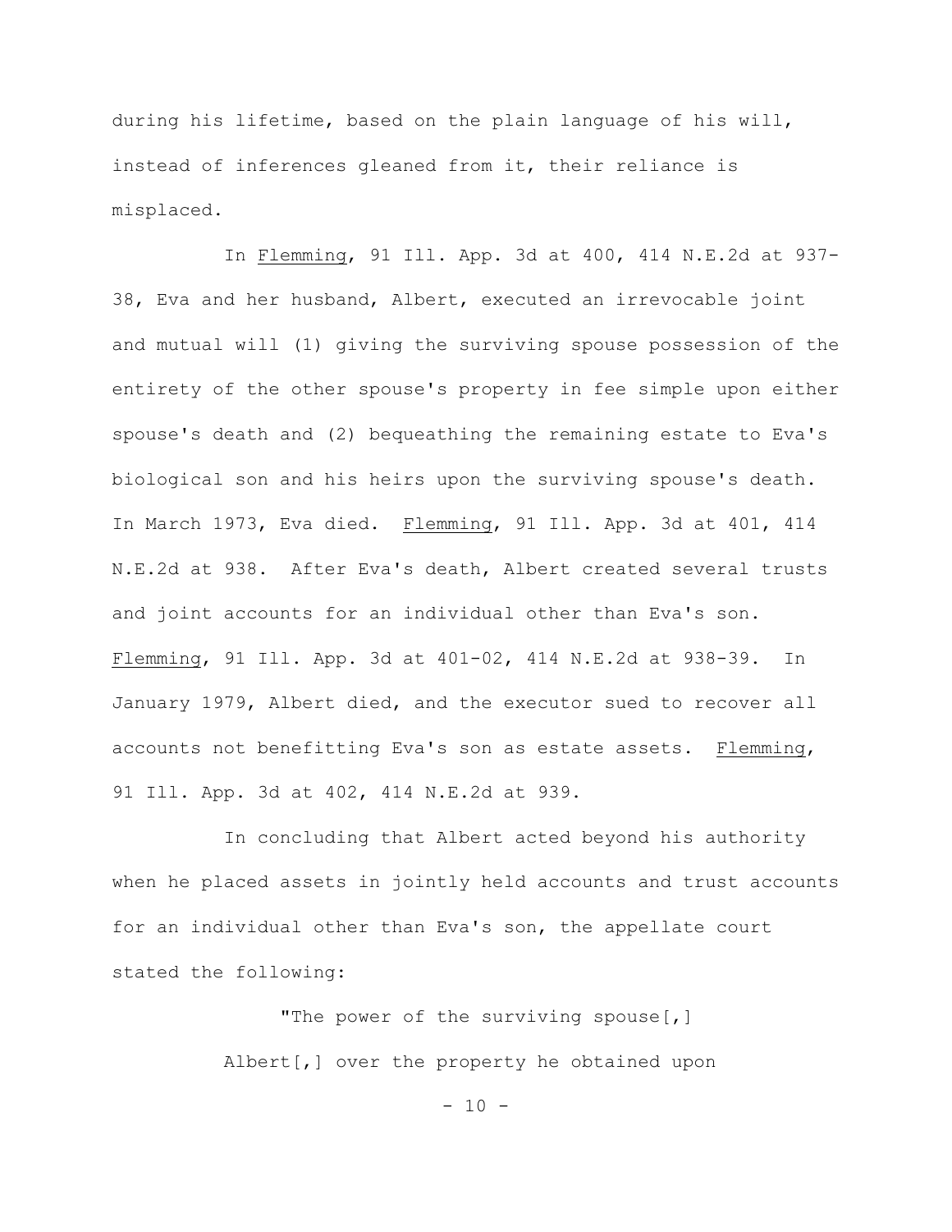during his lifetime, based on the plain language of his will, instead of inferences gleaned from it, their reliance is misplaced.

In Flemming, 91 Ill. App. 3d at 400, 414 N.E.2d at 937-38, Eva and her husband, Albert, executed an irrevocable joint and mutual will (1) giving the surviving spouse possession of the entirety of the other spouse's property in fee simple upon either spouse's death and (2) bequeathing the remaining estate to Eva's biological son and his heirs upon the surviving spouse's death. In March 1973, Eva died. Flemming, 91 Ill. App. 3d at 401, 414 N.E.2d at 938. After Eva's death, Albert created several trusts and joint accounts for an individual other than Eva's son. Flemming, 91 Ill. App. 3d at 401-02, 414 N.E.2d at 938-39. In January 1979, Albert died, and the executor sued to recover all accounts not benefitting Eva's son as estate assets. Flemming, 91 Ill. App. 3d at 402, 414 N.E.2d at 939.

In concluding that Albert acted beyond his authority when he placed assets in jointly held accounts and trust accounts for an individual other than Eva's son, the appellate court stated the following:

> "The power of the surviving spouse[,] Albert[,] over the property he obtained upon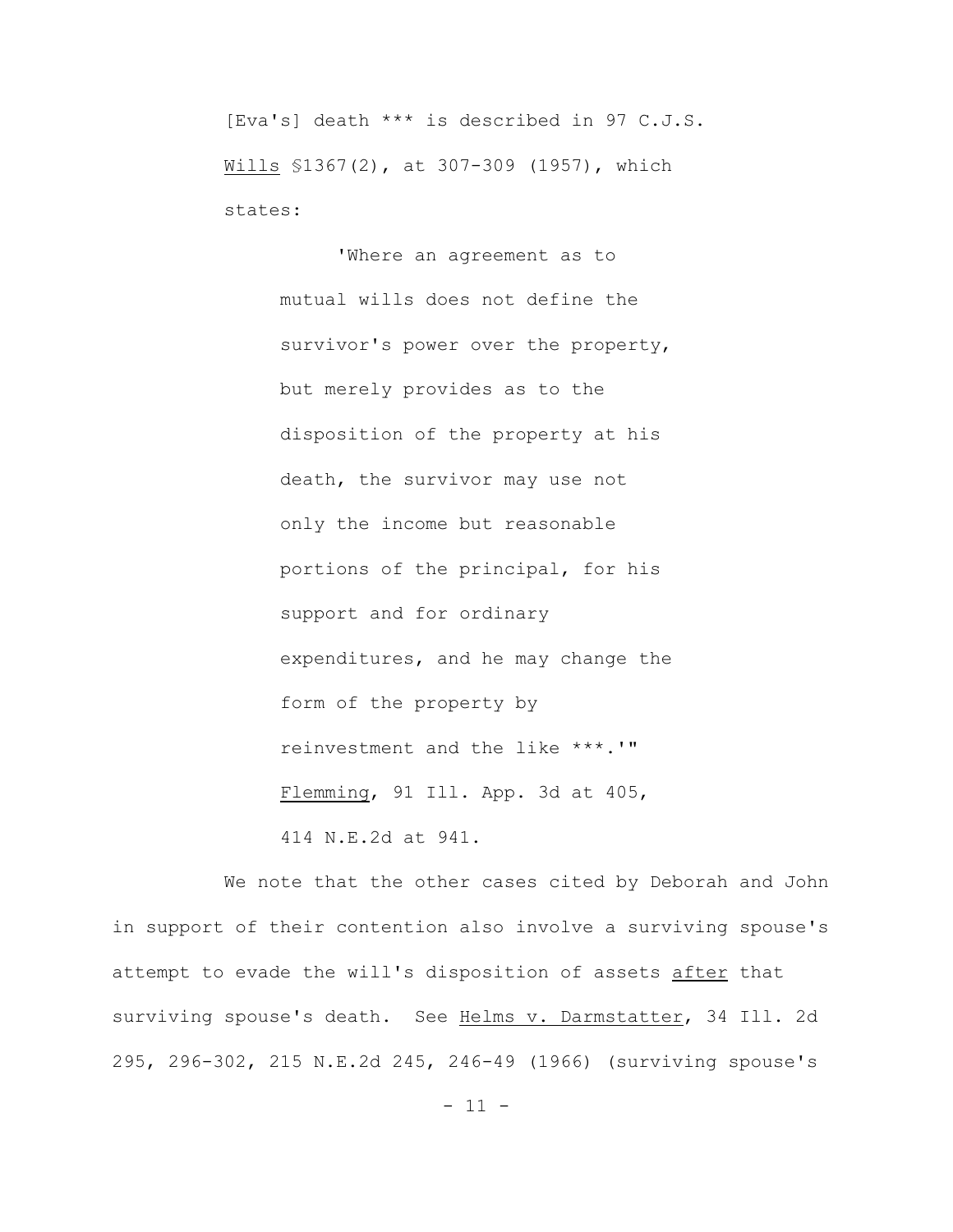[Eva's] death *** is described in 97 C.J.S. Wills §1367(2), at 307-309 (1957), which states:

> 'Where an agreement as to mutual wills does not define the survivor's power over the property, but merely provides as to the disposition of the property at his death, the survivor may use not only the income but reasonable portions of the principal, for his support and for ordinary expenditures, and he may change the form of the property by reinvestment and the like ***.'" Flemming, 91 Ill. App. 3d at 405, 414 N.E.2d at 941.

We note that the other cases cited by Deborah and John in support of their contention also involve a surviving spouse's attempt to evade the will's disposition of assets after that surviving spouse's death. See Helms v. Darmstatter, 34 Ill. 2d 295, 296-302, 215 N.E.2d 245, 246-49 (1966) (surviving spouse's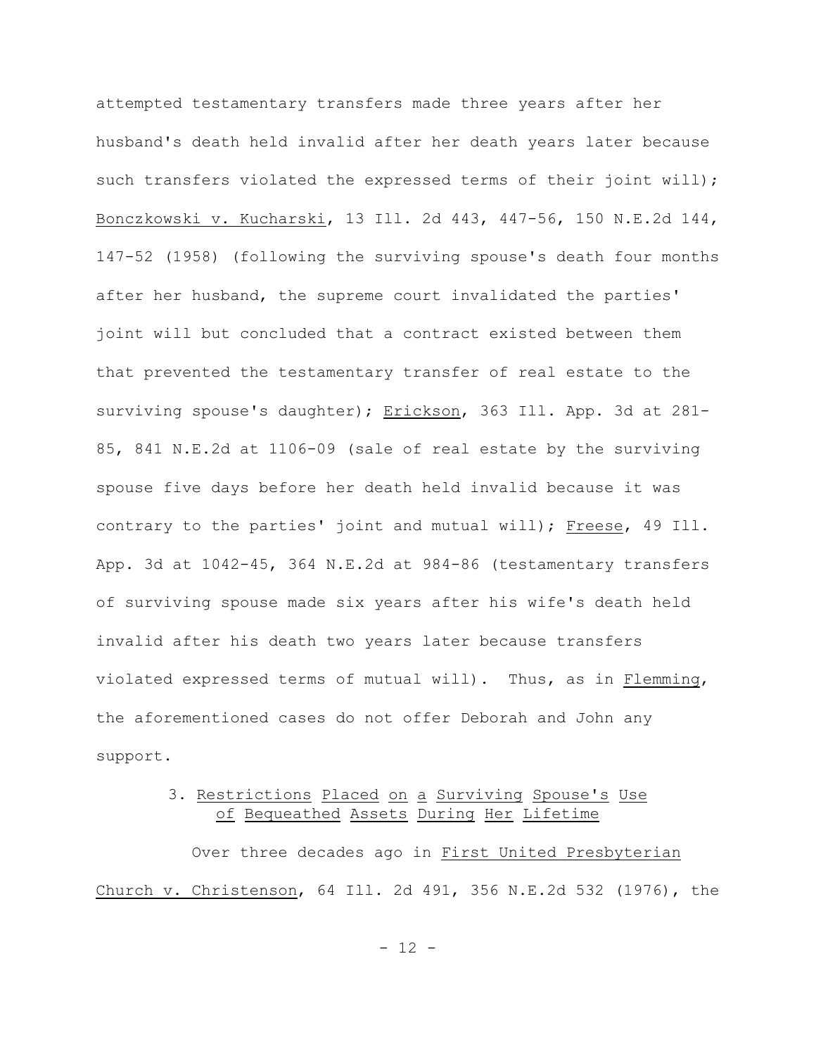attempted testamentary transfers made three years after her husband's death held invalid after her death years later because such transfers violated the expressed terms of their joint will); Bonczkowski v. Kucharski, 13 Ill. 2d 443, 447-56, 150 N.E.2d 144, 147-52 (1958) (following the surviving spouse's death four months after her husband, the supreme court invalidated the parties' joint will but concluded that a contract existed between them that prevented the testamentary transfer of real estate to the surviving spouse's daughter); Erickson, 363 Ill. App. 3d at 281-85, 841 N.E.2d at 1106-09 (sale of real estate by the surviving spouse five days before her death held invalid because it was contrary to the parties' joint and mutual will); Freese, 49 Ill. App. 3d at 1042-45, 364 N.E.2d at 984-86 (testamentary transfers of surviving spouse made six years after his wife's death held invalid after his death two years later because transfers violated expressed terms of mutual will). Thus, as in Flemming, the aforementioned cases do not offer Deborah and John any support.

### 3. Restrictions Placed on a Surviving Spouse's Use of Bequeathed Assets During Her Lifetime

Over three decades ago in First United Presbyterian Church v. Christenson, 64 Ill. 2d 491, 356 N.E.2d 532 (1976), the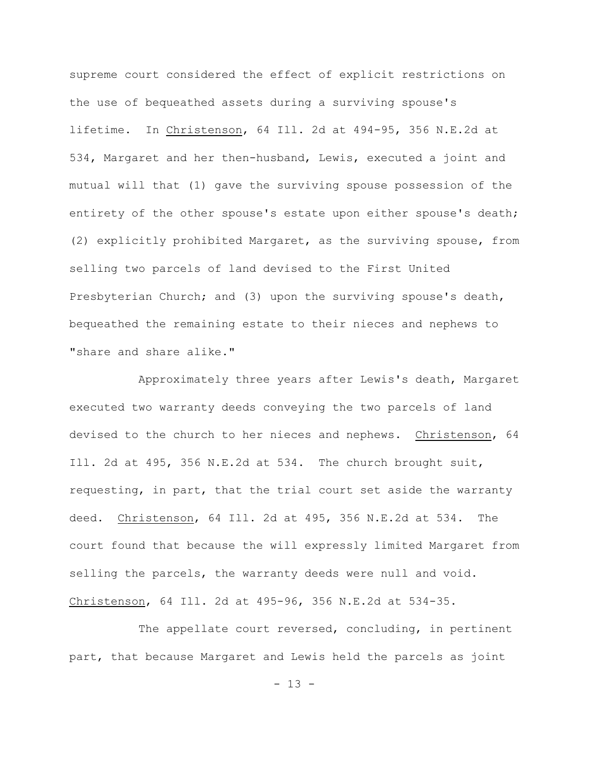supreme court considered the effect of explicit restrictions on the use of bequeathed assets during a surviving spouse's lifetime. In Christenson, 64 Ill. 2d at 494-95, 356 N.E.2d at 534, Margaret and her then-husband, Lewis, executed a joint and mutual will that (1) gave the surviving spouse possession of the entirety of the other spouse's estate upon either spouse's death; (2) explicitly prohibited Margaret, as the surviving spouse, from selling two parcels of land devised to the First United Presbyterian Church; and (3) upon the surviving spouse's death, bequeathed the remaining estate to their nieces and nephews to "share and share alike."

Approximately three years after Lewis's death, Margaret executed two warranty deeds conveying the two parcels of land devised to the church to her nieces and nephews. Christenson, 64 Ill. 2d at 495, 356 N.E.2d at 534. The church brought suit, requesting, in part, that the trial court set aside the warranty deed. Christenson, 64 Ill. 2d at 495, 356 N.E.2d at 534. The court found that because the will expressly limited Margaret from selling the parcels, the warranty deeds were null and void. Christenson, 64 Ill. 2d at 495-96, 356 N.E.2d at 534-35.

The appellate court reversed, concluding, in pertinent part, that because Margaret and Lewis held the parcels as joint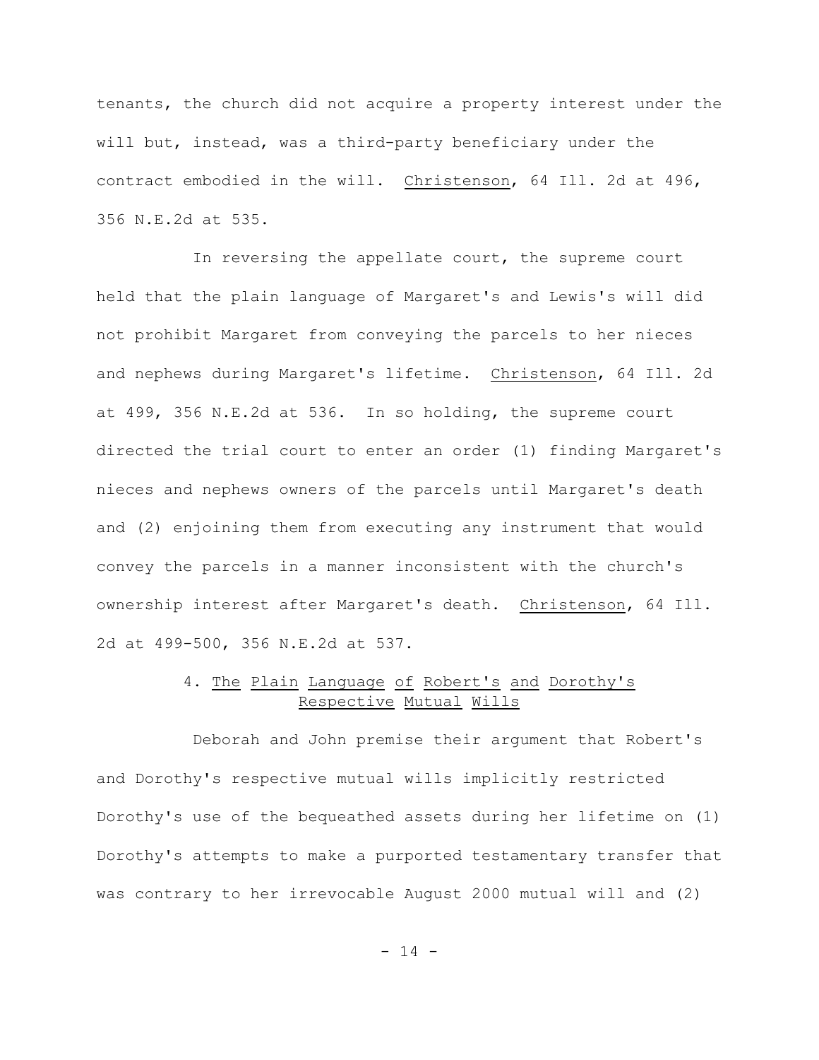tenants, the church did not acquire a property interest under the will but, instead, was a third-party beneficiary under the contract embodied in the will. Christenson, 64 Ill. 2d at 496, 356 N.E.2d at 535.

In reversing the appellate court, the supreme court held that the plain language of Margaret's and Lewis's will did not prohibit Margaret from conveying the parcels to her nieces and nephews during Margaret's lifetime. Christenson, 64 Ill. 2d at 499, 356 N.E.2d at 536. In so holding, the supreme court directed the trial court to enter an order (1) finding Margaret's nieces and nephews owners of the parcels until Margaret's death and (2) enjoining them from executing any instrument that would convey the parcels in a manner inconsistent with the church's ownership interest after Margaret's death. Christenson, 64 Ill. 2d at 499-500, 356 N.E.2d at 537.

### 4. The Plain Language of Robert's and Dorothy's Respective Mutual Wills

Deborah and John premise their argument that Robert's and Dorothy's respective mutual wills implicitly restricted Dorothy's use of the bequeathed assets during her lifetime on (1) Dorothy's attempts to make a purported testamentary transfer that was contrary to her irrevocable August 2000 mutual will and (2)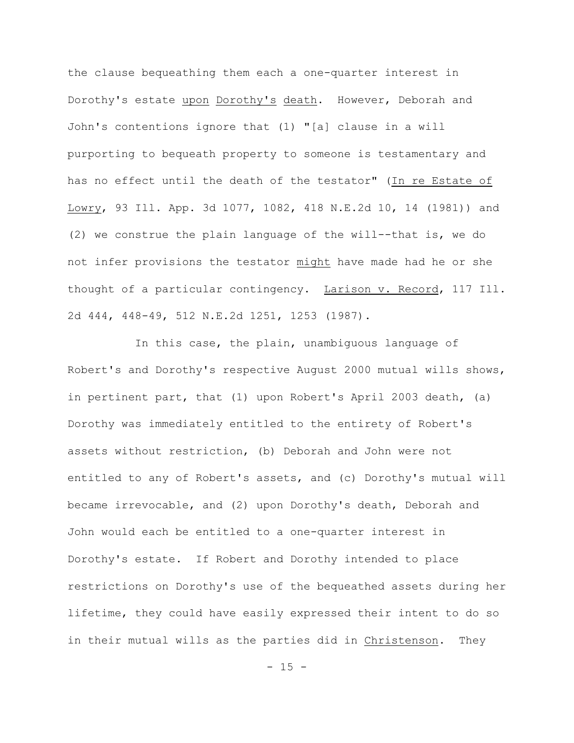the clause bequeathing them each a one-quarter interest in Dorothy's estate upon Dorothy's death. However, Deborah and John's contentions ignore that (1) "[a] clause in a will purporting to bequeath property to someone is testamentary and has no effect until the death of the testator" (In re Estate of Lowry, 93 Ill. App. 3d 1077, 1082, 418 N.E.2d 10, 14 (1981)) and (2) we construe the plain language of the will--that is, we do not infer provisions the testator *might* have made had he or she thought of a particular contingency. Larison v. Record, 117 Ill. 2d 444, 448-49, 512 N.E.2d 1251, 1253 (1987).

In this case, the plain, unambiguous language of Robert's and Dorothy's respective August 2000 mutual wills shows, in pertinent part, that (1) upon Robert's April 2003 death, (a) Dorothy was immediately entitled to the entirety of Robert's assets without restriction, (b) Deborah and John were not entitled to any of Robert's assets, and (c) Dorothy's mutual will became irrevocable, and (2) upon Dorothy's death, Deborah and John would each be entitled to a one-quarter interest in Dorothy's estate. If Robert and Dorothy intended to place restrictions on Dorothy's use of the bequeathed assets during her lifetime, they could have easily expressed their intent to do so in their mutual wills as the parties did in Christenson. They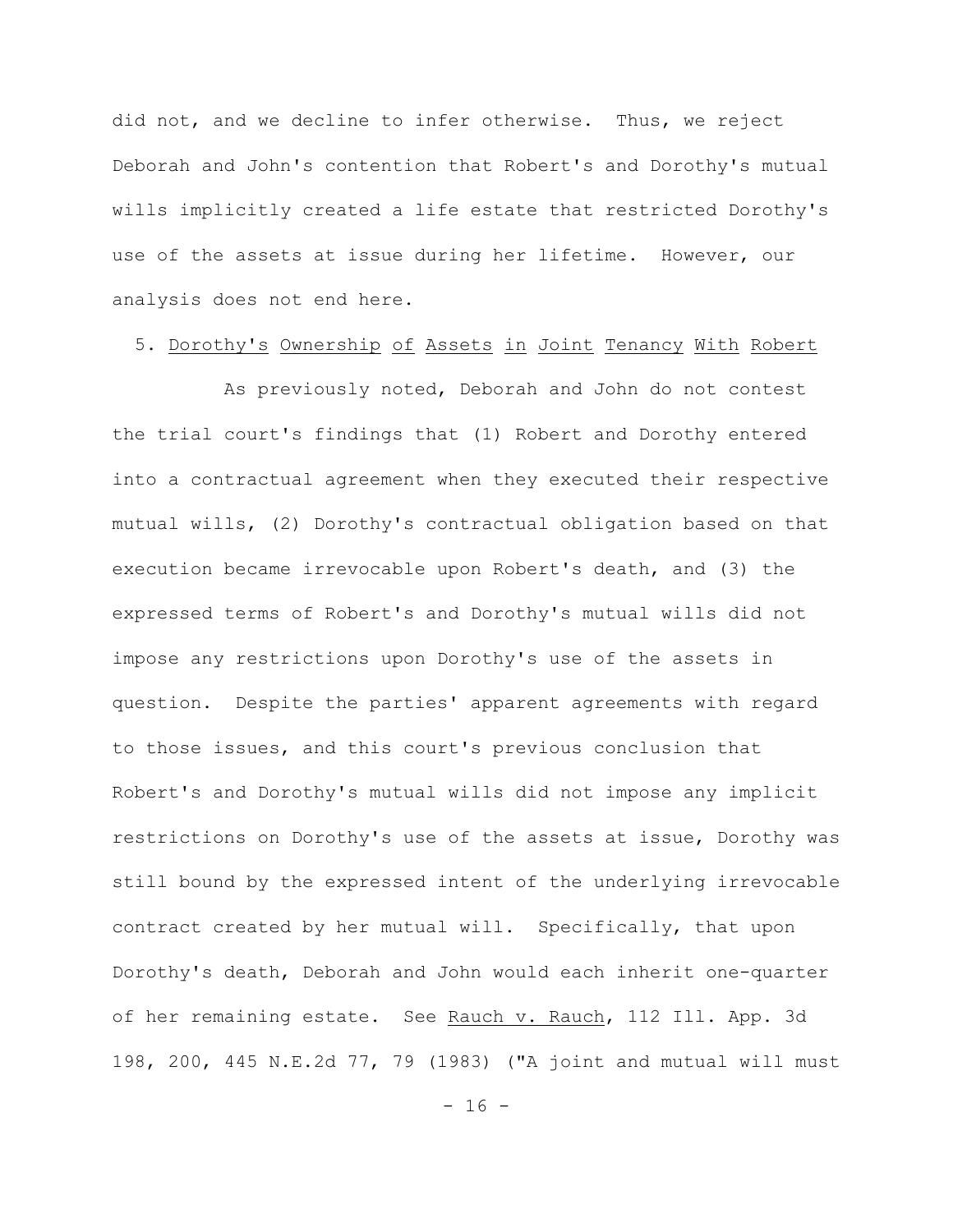did not, and we decline to infer otherwise. Thus, we reject Deborah and John's contention that Robert's and Dorothy's mutual wills implicitly created a life estate that restricted Dorothy's use of the assets at issue during her lifetime. However, our analysis does not end here.

5. <u>Dorothy's Ownership of Assets in Joint Tenancy With Robert</u>

As previously noted, Deborah and John do not contest the trial court's findings that (1) Robert and Dorothy entered into a contractual agreement when they executed their respective mutual wills, (2) Dorothy's contractual obligation based on that execution became irrevocable upon Robert's death, and (3) the expressed terms of Robert's and Dorothy's mutual wills did not impose any restrictions upon Dorothy's use of the assets in question. Despite the parties' apparent agreements with regard to those issues, and this court's previous conclusion that Robert's and Dorothy's mutual wills did not impose any implicit restrictions on Dorothy's use of the assets at issue, Dorothy was still bound by the expressed intent of the underlying irrevocable contract created by her mutual will. Specifically, that upon Dorothy's death, Deborah and John would each inherit one-quarter of her remaining estate. See <u>Rauch v. Rauch</u>, 112 Ill. App. 3d 198, 200, 445 N.E.2d 77, 79 (1983) ("A joint and mutual will must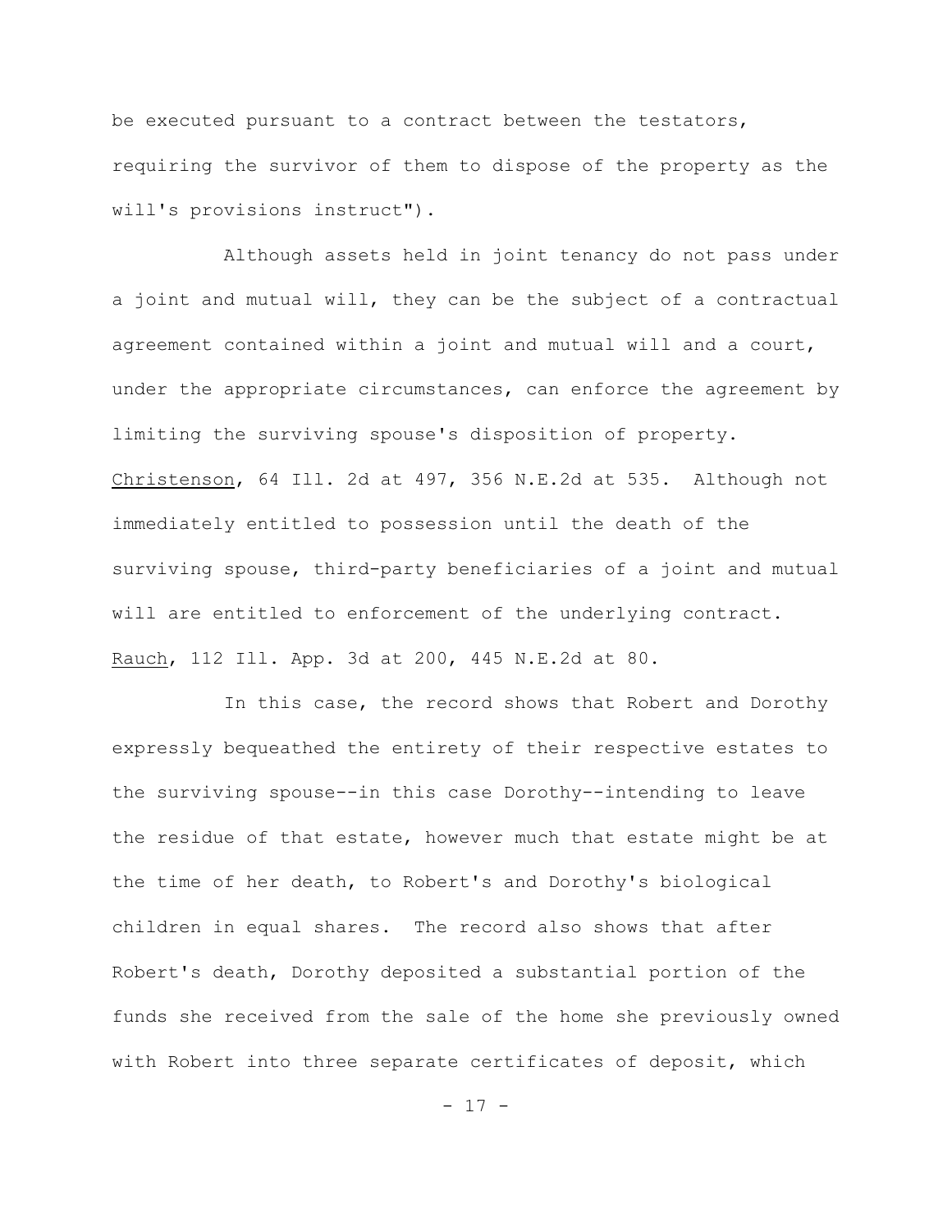be executed pursuant to a contract between the testators, requiring the survivor of them to dispose of the property as the will's provisions instruct").

Although assets held in joint tenancy do not pass under a joint and mutual will, they can be the subject of a contractual agreement contained within a joint and mutual will and a court, under the appropriate circumstances, can enforce the agreement by limiting the surviving spouse's disposition of property. Christenson, 64 Ill. 2d at 497, 356 N.E.2d at 535. Although not immediately entitled to possession until the death of the surviving spouse, third-party beneficiaries of a joint and mutual will are entitled to enforcement of the underlying contract. Rauch, 112 Ill. App. 3d at 200, 445 N.E.2d at 80.

In this case, the record shows that Robert and Dorothy expressly bequeathed the entirety of their respective estates to the surviving spouse--in this case Dorothy--intending to leave the residue of that estate, however much that estate might be at the time of her death, to Robert's and Dorothy's biological children in equal shares. The record also shows that after Robert's death, Dorothy deposited a substantial portion of the funds she received from the sale of the home she previously owned with Robert into three separate certificates of deposit, which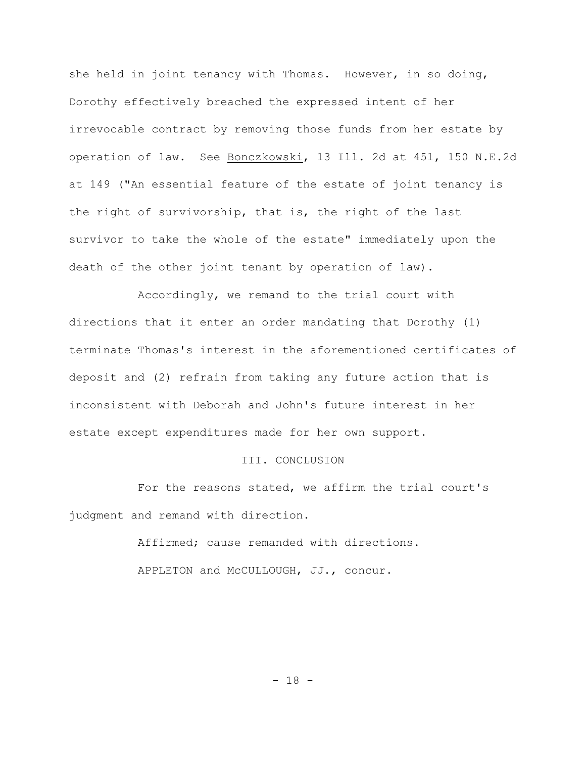she held in joint tenancy with Thomas. However, in so doing, Dorothy effectively breached the expressed intent of her irrevocable contract by removing those funds from her estate by operation of law. See Bonczkowski, 13 Ill. 2d at 451, 150 N.E.2d at 149 ("An essential feature of the estate of joint tenancy is the right of survivorship, that is, the right of the last survivor to take the whole of the estate" immediately upon the death of the other joint tenant by operation of law).

Accordingly, we remand to the trial court with directions that it enter an order mandating that Dorothy (1) terminate Thomas's interest in the aforementioned certificates of deposit and (2) refrain from taking any future action that is inconsistent with Deborah and John's future interest in her estate except expenditures made for her own support.

## III. CONCLUSION

For the reasons stated, we affirm the trial court's judgment and remand with direction.

Affirmed; cause remanded with directions.

APPLETON and McCULLOUGH, JJ., concur.